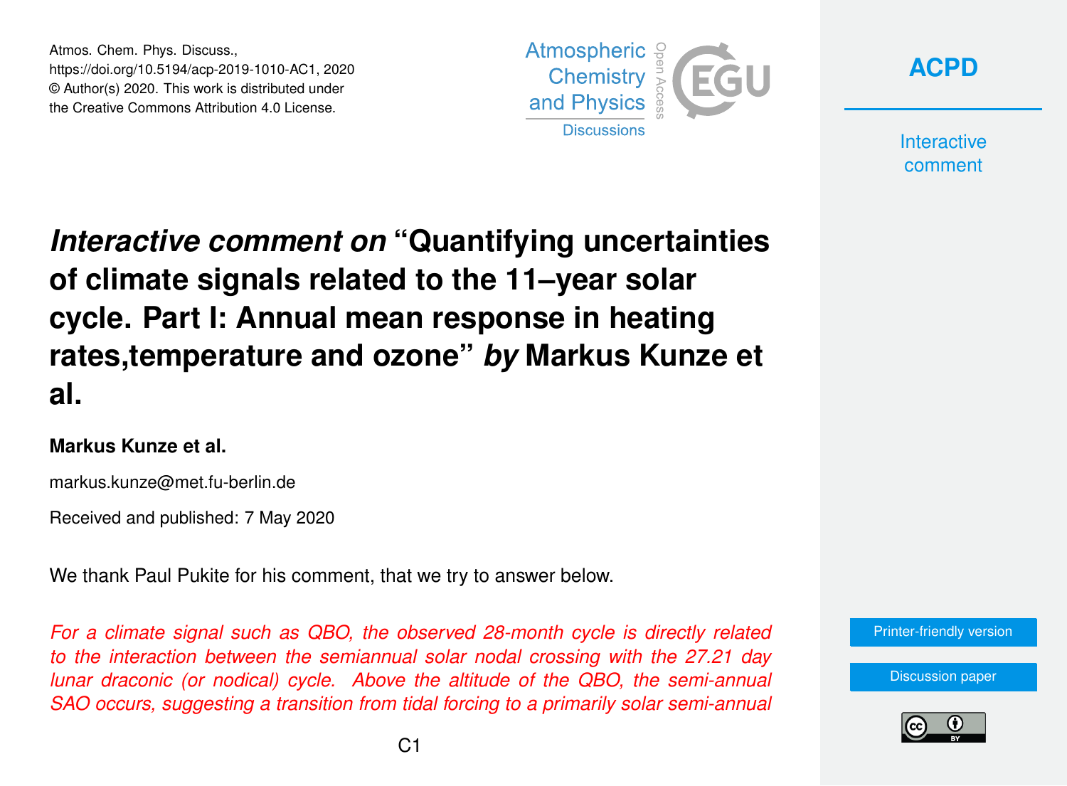Atmos. Chem. Phys. Discuss.,
https://doi.org/10.5194/acp-2019-1010-AC1, 2020
© Author(s) 2020. This work is distributed under
the Creative Commons Attribution 4.0 License.

# *Interactive comment on* "Quantifying uncertainties of climate signals related to the 11–year solar cycle. Part I: Annual mean response in heating rates,temperature and ozone" *by* Markus Kunze et al.

**Markus Kunze et al.**

markus.kunze@met.fu-berlin.de

Received and published: 7 May 2020

We thank Paul Pukite for his comment, that we try to answer below.

*For a climate signal such as QBO, the observed 28-month cycle is directly related to the interaction between the semiannual solar nodal crossing with the 27.21 day lunar draconic (or nodical) cycle. Above the altitude of the QBO, the semi-annual SAO occurs, suggesting a transition from tidal forcing to a primarily solar semi-annual*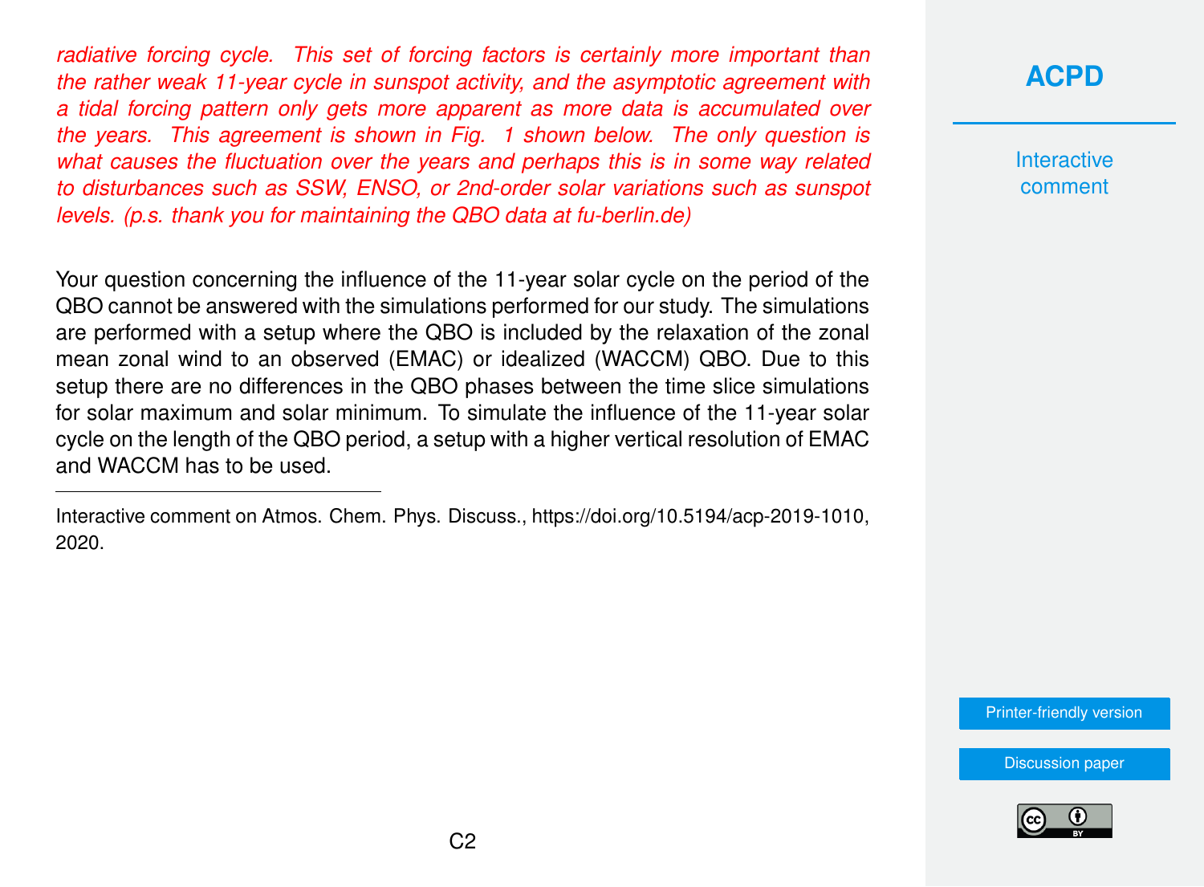*radiative forcing cycle. This set of forcing factors is certainly more important than the rather weak 11-year cycle in sunspot activity, and the asymptotic agreement with a tidal forcing pattern only gets more apparent as more data is accumulated over the years. This agreement is shown in Fig. 1 shown below. The only question is what causes the fluctuation over the years and perhaps this is in some way related to disturbances such as SSW, ENSO, or 2nd-order solar variations such as sunspot levels. (p.s. thank you for maintaining the QBO data at fu-berlin.de)*

Your question concerning the influence of the 11-year solar cycle on the period of the QBO cannot be answered with the simulations performed for our study. The simulations are performed with a setup where the QBO is included by the relaxation of the zonal mean zonal wind to an observed (EMAC) or idealized (WACCM) QBO. Due to this setup there are no differences in the QBO phases between the time slice simulations for solar maximum and solar minimum. To simulate the influence of the 11-year solar cycle on the length of the QBO period, a setup with a higher vertical resolution of EMAC and WACCM has to be used.

---

Interactive comment on Atmos. Chem. Phys. Discuss., https://doi.org/10.5194/acp-2019-1010, 2020.